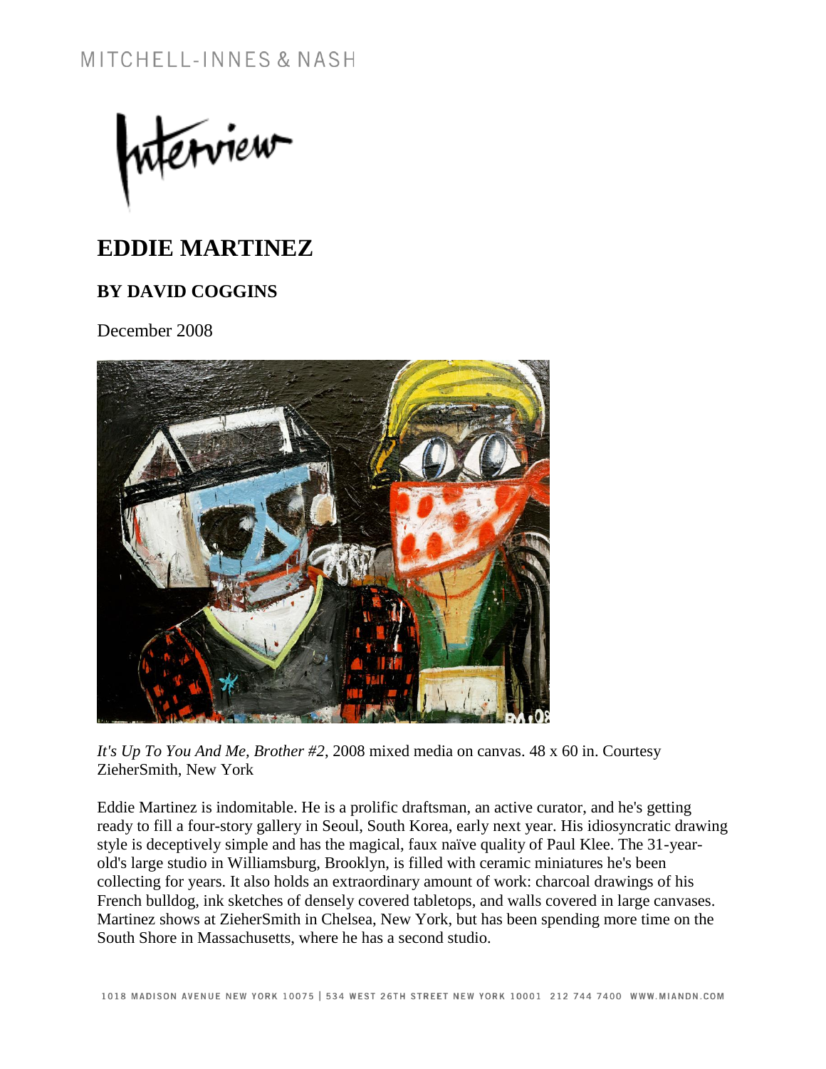# EDDIE MARTINEZ

## BY DAVID COGGINS

December 2008

*It's Up To You And Me, Brother #2*, 2008 mixed media on canvas. 48 x 60 in. Courtesy ZieherSmith, New York

Eddie Martinez is indomitable. He is a prolific draftsman, an active curator, and he's getting ready to fill a four-story gallery in Seoul, South Korea, early next year. His idiosyncratic drawing style is deceptively simple and has the magical, faux naïve quality of Paul Klee. The 31-year-old's large studio in Williamsburg, Brooklyn, is filled with ceramic miniatures he's been collecting for years. It also holds an extraordinary amount of work: charcoal drawings of his French bulldog, ink sketches of densely covered tabletops, and walls covered in large canvases. Martinez shows at ZieherSmith in Chelsea, New York, but has been spending more time on the South Shore in Massachusetts, where he has a second studio.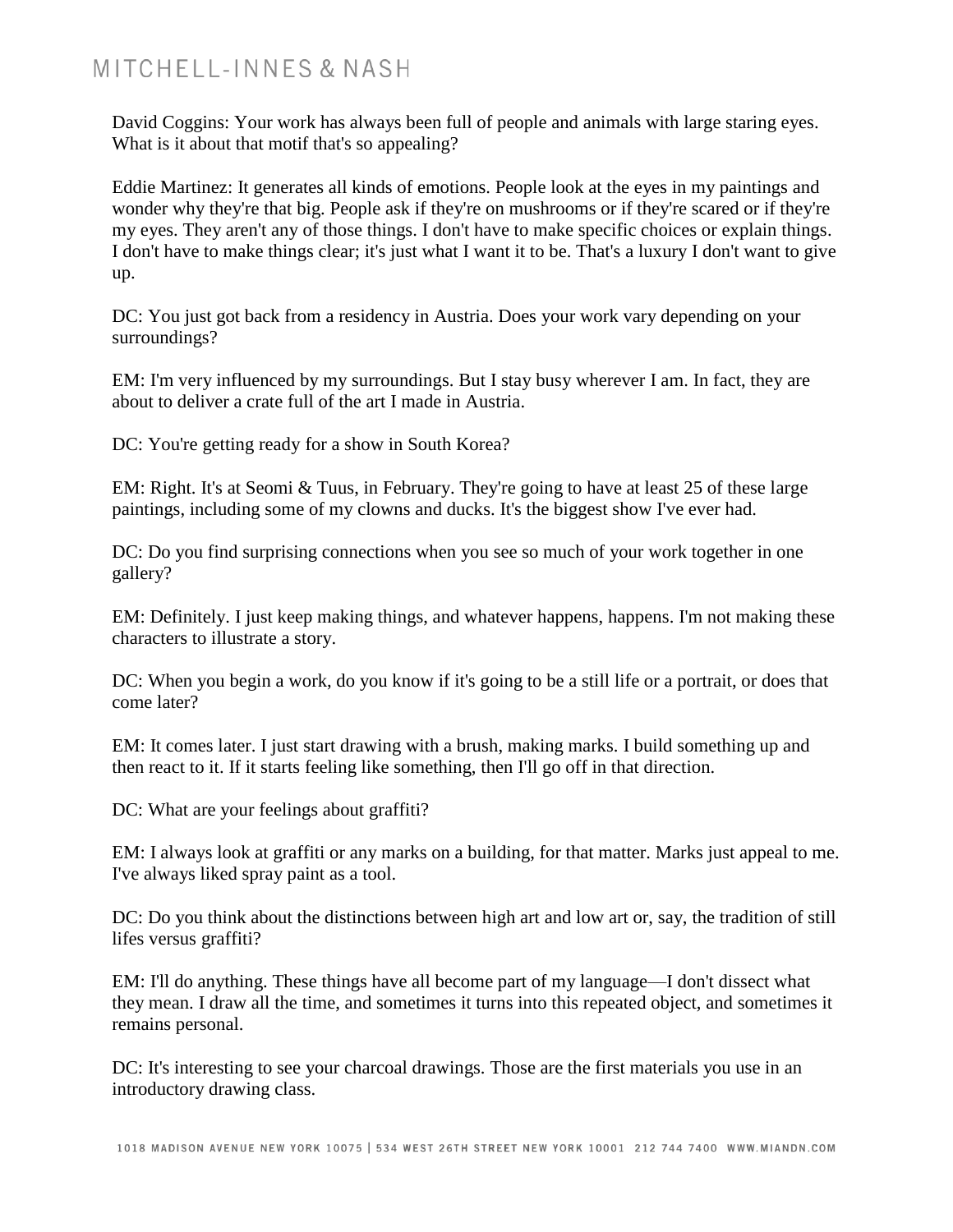David Coggins: Your work has always been full of people and animals with large staring eyes. What is it about that motif that's so appealing?

Eddie Martinez: It generates all kinds of emotions. People look at the eyes in my paintings and wonder why they're that big. People ask if they're on mushrooms or if they're scared or if they're my eyes. They aren't any of those things. I don't have to make specific choices or explain things. I don't have to make things clear; it's just what I want it to be. That's a luxury I don't want to give up.

DC: You just got back from a residency in Austria. Does your work vary depending on your surroundings?

EM: I'm very influenced by my surroundings. But I stay busy wherever I am. In fact, they are about to deliver a crate full of the art I made in Austria.

DC: You're getting ready for a show in South Korea?

EM: Right. It's at Seomi & Tuus, in February. They're going to have at least 25 of these large paintings, including some of my clowns and ducks. It's the biggest show I've ever had.

DC: Do you find surprising connections when you see so much of your work together in one gallery?

EM: Definitely. I just keep making things, and whatever happens, happens. I'm not making these characters to illustrate a story.

DC: When you begin a work, do you know if it's going to be a still life or a portrait, or does that come later?

EM: It comes later. I just start drawing with a brush, making marks. I build something up and then react to it. If it starts feeling like something, then I'll go off in that direction.

DC: What are your feelings about graffiti?

EM: I always look at graffiti or any marks on a building, for that matter. Marks just appeal to me. I've always liked spray paint as a tool.

DC: Do you think about the distinctions between high art and low art or, say, the tradition of still lifes versus graffiti?

EM: I'll do anything. These things have all become part of my language—I don't dissect what they mean. I draw all the time, and sometimes it turns into this repeated object, and sometimes it remains personal.

DC: It's interesting to see your charcoal drawings. Those are the first materials you use in an introductory drawing class.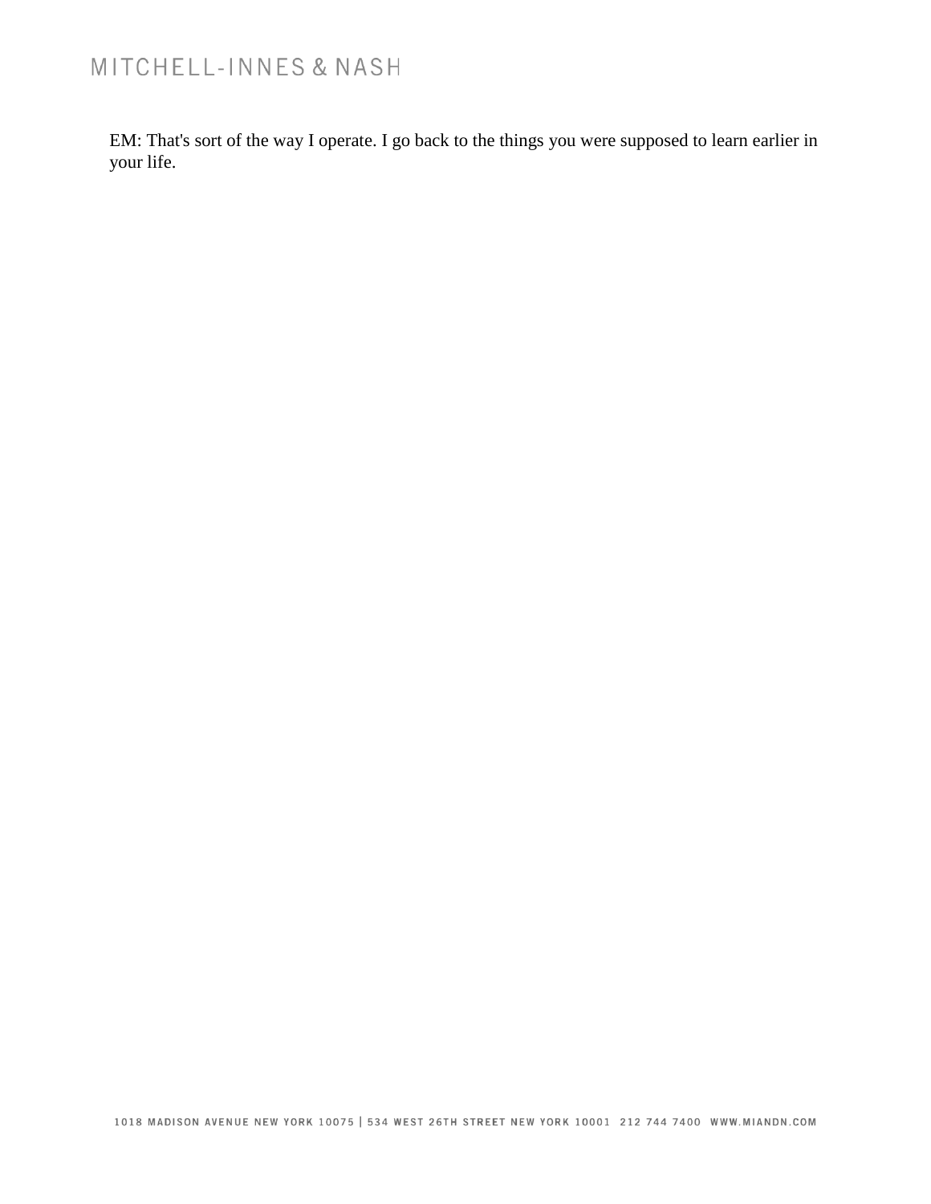EM: That's sort of the way I operate. I go back to the things you were supposed to learn earlier in your life.